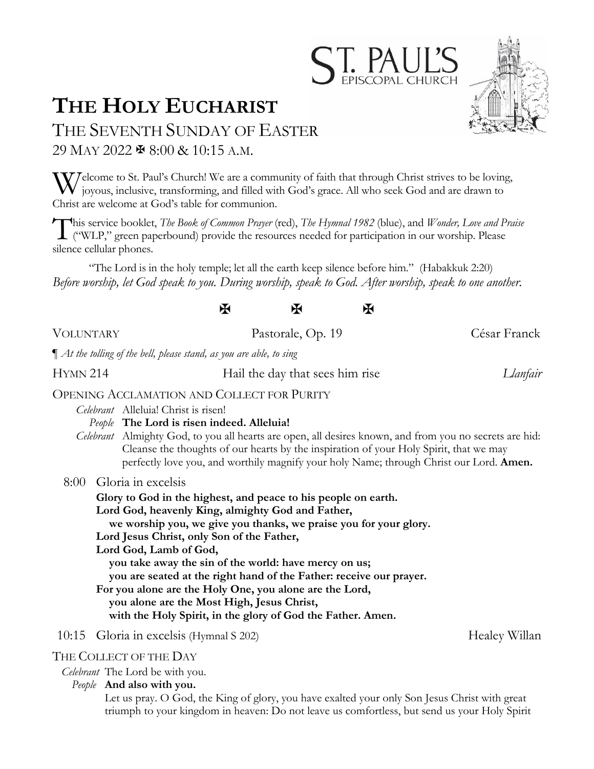ST. PAUL'S
EPISCOPAL CHURCH

# THE HOLY EUCHARIST

## THE SEVENTH SUNDAY OF EASTER

29 MAY 2022 ✠ 8:00 & 10:15 A.M.

Welcome to St. Paul's Church! We are a community of faith that through Christ strives to be loving, joyous, inclusive, transforming, and filled with God's grace. All who seek God and are drawn to Christ are welcome at God's table for communion.

This service booklet, *The Book of Common Prayer* (red), *The Hymnal 1982* (blue), and *Wonder, Love and Praise* ("WLP," green paperbound) provide the resources needed for participation in our worship. Please silence cellular phones.

"The Lord is in the holy temple; let all the earth keep silence before him." (Habakkuk 2:20)
*Before worship, let God speak to you. During worship, speak to God. After worship, speak to one another.*

✠ ✠ ✠

VOLUNTARY Pastorale, Op. 19 César Franck

¶ *At the tolling of the bell, please stand, as you are able, to sing*

HYMN 214 Hail the day that sees him rise *Llanfair*

OPENING ACCLAMATION AND COLLECT FOR PURITY

*Celebrant* Alleluia! Christ is risen!
*People* **The Lord is risen indeed. Alleluia!**
*Celebrant* Almighty God, to you all hearts are open, all desires known, and from you no secrets are hid: Cleanse the thoughts of our hearts by the inspiration of your Holy Spirit, that we may perfectly love you, and worthily magnify your holy Name; through Christ our Lord. **Amen.**

8:00 Gloria in excelsis

**Glory to God in the highest, and peace to his people on earth.**
**Lord God, heavenly King, almighty God and Father,**
**we worship you, we give you thanks, we praise you for your glory.**
**Lord Jesus Christ, only Son of the Father,**
**Lord God, Lamb of God,**
**you take away the sin of the world: have mercy on us;**
**you are seated at the right hand of the Father: receive our prayer.**
**For you alone are the Holy One, you alone are the Lord,**
**you alone are the Most High, Jesus Christ,**
**with the Holy Spirit, in the glory of God the Father. Amen.**

10:15 Gloria in excelsis (Hymnal S 202) Healey Willan

THE COLLECT OF THE DAY

*Celebrant* The Lord be with you.
*People* **And also with you.**
Let us pray. O God, the King of glory, you have exalted your only Son Jesus Christ with great triumph to your kingdom in heaven: Do not leave us comfortless, but send us your Holy Spirit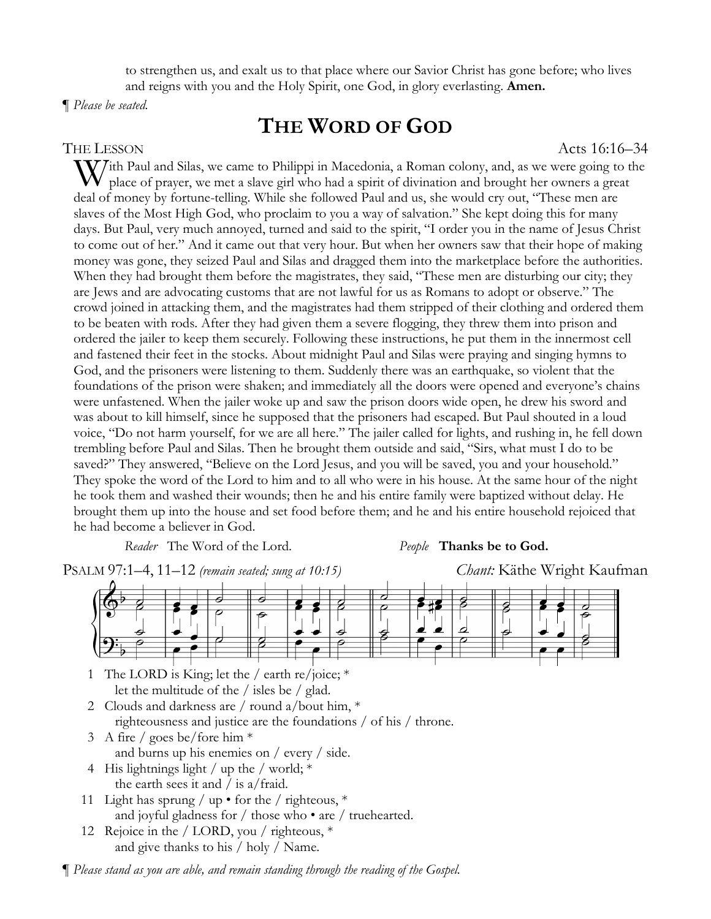to strengthen us, and exalt us to that place where our Savior Christ has gone before; who lives and reigns with you and the Holy Spirit, one God, in glory everlasting. **Amen.**

¶ *Please be seated.*

# THE WORD OF GOD

THE LESSON — Acts 16:16–34

With Paul and Silas, we came to Philippi in Macedonia, a Roman colony, and, as we were going to the place of prayer, we met a slave girl who had a spirit of divination and brought her owners a great deal of money by fortune-telling. While she followed Paul and us, she would cry out, "These men are slaves of the Most High God, who proclaim to you a way of salvation." She kept doing this for many days. But Paul, very much annoyed, turned and said to the spirit, "I order you in the name of Jesus Christ to come out of her." And it came out that very hour. But when her owners saw that their hope of making money was gone, they seized Paul and Silas and dragged them into the marketplace before the authorities. When they had brought them before the magistrates, they said, "These men are disturbing our city; they are Jews and are advocating customs that are not lawful for us as Romans to adopt or observe." The crowd joined in attacking them, and the magistrates had them stripped of their clothing and ordered them to be beaten with rods. After they had given them a severe flogging, they threw them into prison and ordered the jailer to keep them securely. Following these instructions, he put them in the innermost cell and fastened their feet in the stocks. About midnight Paul and Silas were praying and singing hymns to God, and the prisoners were listening to them. Suddenly there was an earthquake, so violent that the foundations of the prison were shaken; and immediately all the doors were opened and everyone's chains were unfastened. When the jailer woke up and saw the prison doors wide open, he drew his sword and was about to kill himself, since he supposed that the prisoners had escaped. But Paul shouted in a loud voice, "Do not harm yourself, for we are all here." The jailer called for lights, and rushing in, he fell down trembling before Paul and Silas. Then he brought them outside and said, "Sirs, what must I do to be saved?" They answered, "Believe on the Lord Jesus, and you will be saved, you and your household." They spoke the word of the Lord to him and to all who were in his house. At the same hour of the night he took them and washed their wounds; then he and his entire family were baptized without delay. He brought them up into the house and set food before them; and he and his entire household rejoiced that he had become a believer in God.

*Reader* The Word of the Lord. *People* **Thanks be to God.**

PSALM 97:1–4, 11–12 *(remain seated; sung at 10:15)* — *Chant:* Käthe Wright Kaufman

1 The LORD is King; let the / earth re/joice; *
  let the multitude of the / isles be / glad.

2 Clouds and darkness are / round a/bout him, *
  righteousness and justice are the foundations / of his / throne.

3 A fire / goes be/fore him *
  and burns up his enemies on / every / side.

4 His lightnings light / up the / world; *
  the earth sees it and / is a/fraid.

11 Light has sprung / up • for the / righteous, *
  and joyful gladness for / those who • are / truehearted.

12 Rejoice in the / LORD, you / righteous, *
  and give thanks to his / holy / Name.

¶ *Please stand as you are able, and remain standing through the reading of the Gospel.*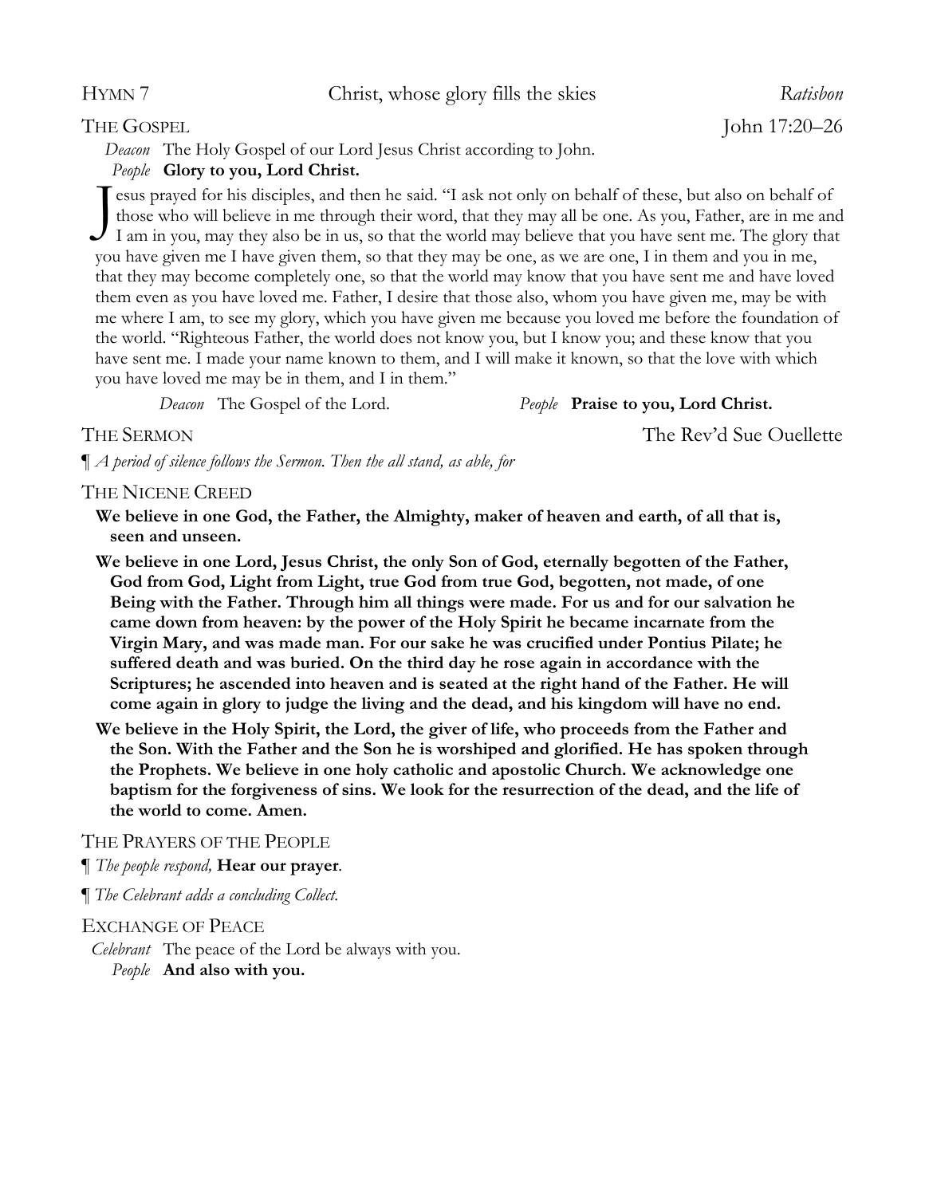Hymn 7 — Christ, whose glory fills the skies — *Ratisbon*

## The Gospel — John 17:20–26

*Deacon* The Holy Gospel of our Lord Jesus Christ according to John.
*People* **Glory to you, Lord Christ.**

Jesus prayed for his disciples, and then he said. "I ask not only on behalf of these, but also on behalf of those who will believe in me through their word, that they may all be one. As you, Father, are in me and I am in you, may they also be in us, so that the world may believe that you have sent me. The glory that you have given me I have given them, so that they may be one, as we are one, I in them and you in me, that they may become completely one, so that the world may know that you have sent me and have loved them even as you have loved me. Father, I desire that those also, whom you have given me, may be with me where I am, to see my glory, which you have given me because you loved me before the foundation of the world. "Righteous Father, the world does not know you, but I know you; and these know that you have sent me. I made your name known to them, and I will make it known, so that the love with which you have loved me may be in them, and I in them."

*Deacon* The Gospel of the Lord. *People* **Praise to you, Lord Christ.**

## The Sermon — The Rev'd Sue Ouellette

¶ *A period of silence follows the Sermon. Then the all stand, as able, for*

## The Nicene Creed

**We believe in one God, the Father, the Almighty, maker of heaven and earth, of all that is, seen and unseen.**

**We believe in one Lord, Jesus Christ, the only Son of God, eternally begotten of the Father, God from God, Light from Light, true God from true God, begotten, not made, of one Being with the Father. Through him all things were made. For us and for our salvation he came down from heaven: by the power of the Holy Spirit he became incarnate from the Virgin Mary, and was made man. For our sake he was crucified under Pontius Pilate; he suffered death and was buried. On the third day he rose again in accordance with the Scriptures; he ascended into heaven and is seated at the right hand of the Father. He will come again in glory to judge the living and the dead, and his kingdom will have no end.**

**We believe in the Holy Spirit, the Lord, the giver of life, who proceeds from the Father and the Son. With the Father and the Son he is worshiped and glorified. He has spoken through the Prophets. We believe in one holy catholic and apostolic Church. We acknowledge one baptism for the forgiveness of sins. We look for the resurrection of the dead, and the life of the world to come. Amen.**

## The Prayers of the People

¶ *The people respond,* **Hear our prayer**.

¶ *The Celebrant adds a concluding Collect.*

## Exchange of Peace

*Celebrant* The peace of the Lord be always with you.
*People* **And also with you.**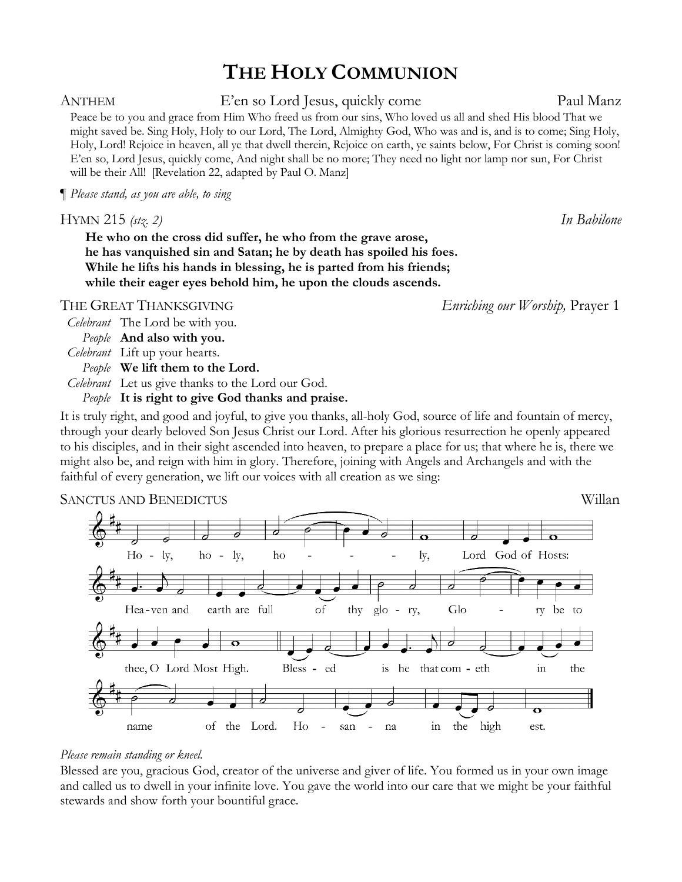# The Holy Communion

**Anthem** — E'en so Lord Jesus, quickly come — Paul Manz

Peace be to you and grace from Him Who freed us from our sins, Who loved us all and shed His blood That we might saved be. Sing Holy, Holy to our Lord, The Lord, Almighty God, Who was and is, and is to come; Sing Holy, Holy, Lord! Rejoice in heaven, all ye that dwell therein, Rejoice on earth, ye saints below, For Christ is coming soon! E'en so, Lord Jesus, quickly come, And night shall be no more; They need no light nor lamp nor sun, For Christ will be their All! [Revelation 22, adapted by Paul O. Manz]

¶ *Please stand, as you are able, to sing*

**Hymn 215** *(stz. 2)* — *In Babilone*

**He who on the cross did suffer, he who from the grave arose,**
**he has vanquished sin and Satan; he by death has spoiled his foes.**
**While he lifts his hands in blessing, he is parted from his friends;**
**while their eager eyes behold him, he upon the clouds ascends.**

**The Great Thanksgiving** — *Enriching our Worship,* Prayer 1

*Celebrant* The Lord be with you.
*People* **And also with you.**
*Celebrant* Lift up your hearts.
*People* **We lift them to the Lord.**
*Celebrant* Let us give thanks to the Lord our God.
*People* **It is right to give God thanks and praise.**

It is truly right, and good and joyful, to give you thanks, all-holy God, source of life and fountain of mercy, through your dearly beloved Son Jesus Christ our Lord. After his glorious resurrection he openly appeared to his disciples, and in their sight ascended into heaven, to prepare a place for us; that where he is, there we might also be, and reign with him in glory. Therefore, joining with Angels and Archangels and with the faithful of every generation, we lift our voices with all creation as we sing:

**Sanctus and Benedictus** — Willan

Holy, holy, holy, Lord God of Hosts: Heaven and earth are full of thy glory, Glory be to thee, O Lord Most High. Blessed is he that cometh in the name of the Lord. Hosanna in the highest.

*Please remain standing or kneel.*

Blessed are you, gracious God, creator of the universe and giver of life. You formed us in your own image and called us to dwell in your infinite love. You gave the world into our care that we might be your faithful stewards and show forth your bountiful grace.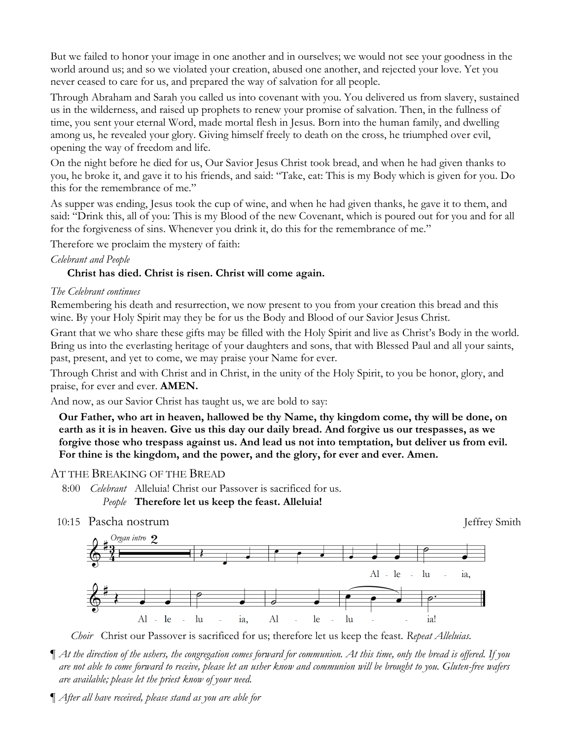But we failed to honor your image in one another and in ourselves; we would not see your goodness in the world around us; and so we violated your creation, abused one another, and rejected your love. Yet you never ceased to care for us, and prepared the way of salvation for all people.

Through Abraham and Sarah you called us into covenant with you. You delivered us from slavery, sustained us in the wilderness, and raised up prophets to renew your promise of salvation. Then, in the fullness of time, you sent your eternal Word, made mortal flesh in Jesus. Born into the human family, and dwelling among us, he revealed your glory. Giving himself freely to death on the cross, he triumphed over evil, opening the way of freedom and life.

On the night before he died for us, Our Savior Jesus Christ took bread, and when he had given thanks to you, he broke it, and gave it to his friends, and said: "Take, eat: This is my Body which is given for you. Do this for the remembrance of me."

As supper was ending, Jesus took the cup of wine, and when he had given thanks, he gave it to them, and said: "Drink this, all of you: This is my Blood of the new Covenant, which is poured out for you and for all for the forgiveness of sins. Whenever you drink it, do this for the remembrance of me."

Therefore we proclaim the mystery of faith:

*Celebrant and People*

**Christ has died. Christ is risen. Christ will come again.**

*The Celebrant continues*

Remembering his death and resurrection, we now present to you from your creation this bread and this wine. By your Holy Spirit may they be for us the Body and Blood of our Savior Jesus Christ.

Grant that we who share these gifts may be filled with the Holy Spirit and live as Christ's Body in the world. Bring us into the everlasting heritage of your daughters and sons, that with Blessed Paul and all your saints, past, present, and yet to come, we may praise your Name for ever.

Through Christ and with Christ and in Christ, in the unity of the Holy Spirit, to you be honor, glory, and praise, for ever and ever. **AMEN.**

And now, as our Savior Christ has taught us, we are bold to say:

**Our Father, who art in heaven, hallowed be thy Name, thy kingdom come, thy will be done, on earth as it is in heaven. Give us this day our daily bread. And forgive us our trespasses, as we forgive those who trespass against us. And lead us not into temptation, but deliver us from evil. For thine is the kingdom, and the power, and the glory, for ever and ever. Amen.**

## At the Breaking of the Bread

8:00 *Celebrant* Alleluia! Christ our Passover is sacrificed for us.
*People* **Therefore let us keep the feast. Alleluia!**

10:15 Pascha nostrum — Jeffrey Smith

*Organ intro* 2

Al - le - lu - ia, Al - le - lu - ia, Al - le - lu - ia!

*Choir* Christ our Passover is sacrificed for us; therefore let us keep the feast. *Repeat Alleluias.*

¶ *At the direction of the ushers, the congregation comes forward for communion. At this time, only the bread is offered. If you are not able to come forward to receive, please let an usher know and communion will be brought to you. Gluten-free wafers are available; please let the priest know of your need.*

¶ *After all have received, please stand as you are able for*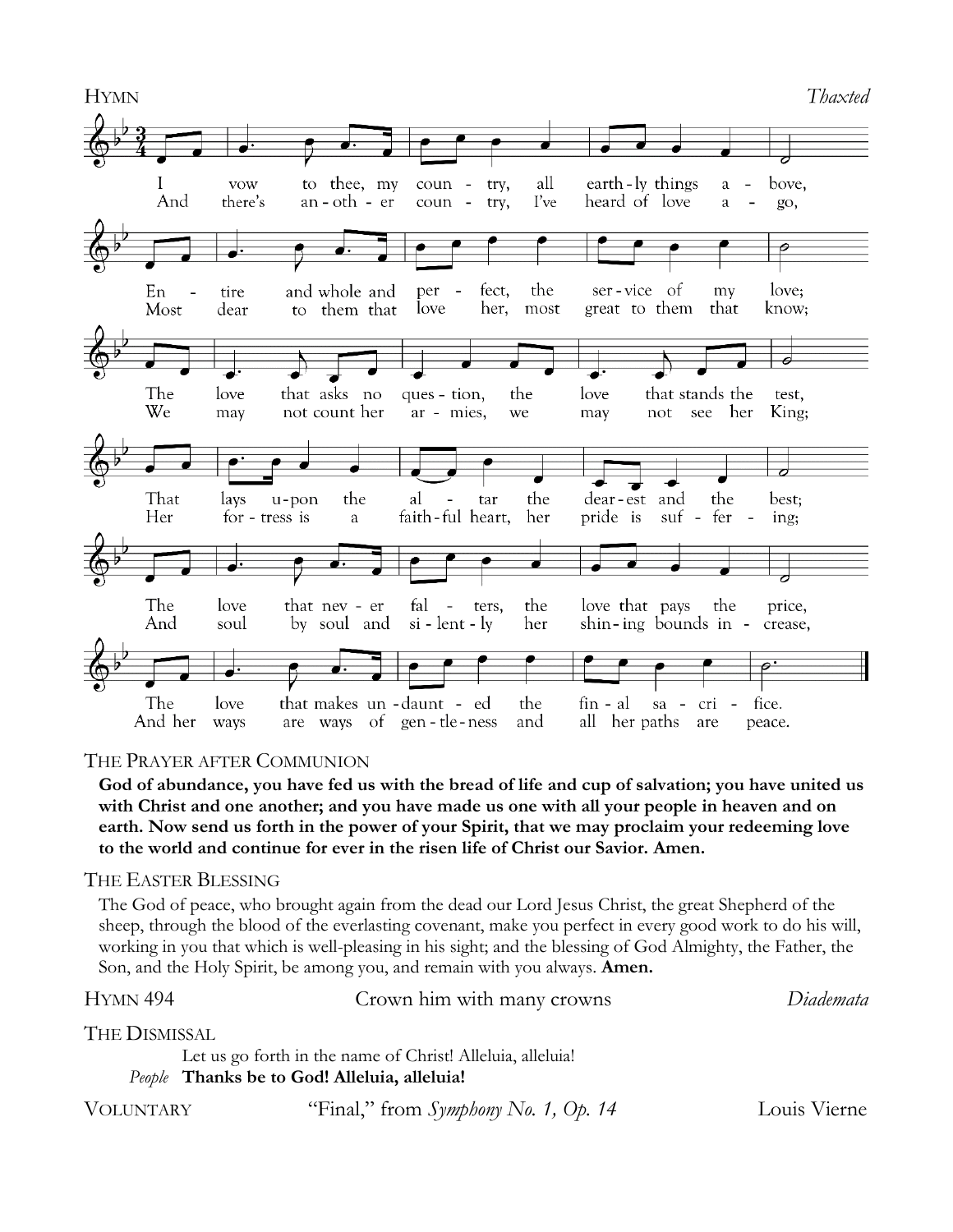HYMN *Thaxted*

I vow to thee, my country, all earthly things above,
Entire and whole and perfect, the service of my love;
The love that asks no question, the love that stands the test,
That lays upon the altar the dearest and the best;
The love that never falters, the love that pays the price,
The love that makes undaunted the final sacrifice.

And there's another country, I've heard of love ago,
Most dear to them that love her, most great to them that know;
We may not count her armies, we may not see her King;
Her fortress is a faithful heart, her pride is suffering;
And soul by soul and silently her shining bounds increase,
And her ways are ways of gentleness and all her paths are peace.

THE PRAYER AFTER COMMUNION

**God of abundance, you have fed us with the bread of life and cup of salvation; you have united us with Christ and one another; and you have made us one with all your people in heaven and on earth. Now send us forth in the power of your Spirit, that we may proclaim your redeeming love to the world and continue for ever in the risen life of Christ our Savior. Amen.**

THE EASTER BLESSING

The God of peace, who brought again from the dead our Lord Jesus Christ, the great Shepherd of the sheep, through the blood of the everlasting covenant, make you perfect in every good work to do his will, working in you that which is well-pleasing in his sight; and the blessing of God Almighty, the Father, the Son, and the Holy Spirit, be among you, and remain with you always. **Amen.**

HYMN 494 Crown him with many crowns *Diademata*

THE DISMISSAL

Let us go forth in the name of Christ! Alleluia, alleluia!

*People* **Thanks be to God! Alleluia, alleluia!**

VOLUNTARY "Final," from *Symphony No. 1, Op. 14* Louis Vierne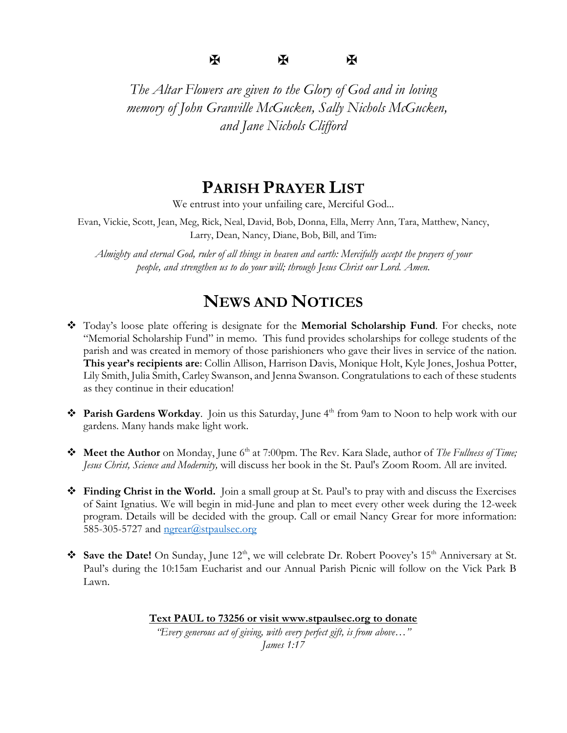✠ ✠ ✠

*The Altar Flowers are given to the Glory of God and in loving memory of John Granville McGucken, Sally Nichols McGucken, and Jane Nichols Clifford*

## PARISH PRAYER LIST

We entrust into your unfailing care, Merciful God...

Evan, Vickie, Scott, Jean, Meg, Rick, Neal, David, Bob, Donna, Ella, Merry Ann, Tara, Matthew, Nancy, Larry, Dean, Nancy, Diane, Bob, Bill, and Tim.

*Almighty and eternal God, ruler of all things in heaven and earth: Mercifully accept the prayers of your people, and strengthen us to do your will; through Jesus Christ our Lord. Amen.*

## NEWS AND NOTICES

- Today's loose plate offering is designate for the **Memorial Scholarship Fund**. For checks, note "Memorial Scholarship Fund" in memo. This fund provides scholarships for college students of the parish and was created in memory of those parishioners who gave their lives in service of the nation. **This year's recipients are**: Collin Allison, Harrison Davis, Monique Holt, Kyle Jones, Joshua Potter, Lily Smith, Julia Smith, Carley Swanson, and Jenna Swanson. Congratulations to each of these students as they continue in their education!

- **Parish Gardens Workday**. Join us this Saturday, June 4th from 9am to Noon to help work with our gardens. Many hands make light work.

- **Meet the Author** on Monday, June 6th at 7:00pm. The Rev. Kara Slade, author of *The Fullness of Time; Jesus Christ, Science and Modernity,* will discuss her book in the St. Paul's Zoom Room. All are invited.

- **Finding Christ in the World.** Join a small group at St. Paul's to pray with and discuss the Exercises of Saint Ignatius. We will begin in mid-June and plan to meet every other week during the 12-week program. Details will be decided with the group. Call or email Nancy Grear for more information: 585-305-5727 and ngrear@stpaulsec.org

- **Save the Date!** On Sunday, June 12th, we will celebrate Dr. Robert Poovey's 15th Anniversary at St. Paul's during the 10:15am Eucharist and our Annual Parish Picnic will follow on the Vick Park B Lawn.

**Text PAUL to 73256 or visit www.stpaulsec.org to donate**

*"Every generous act of giving, with every perfect gift, is from above…"*
*James 1:17*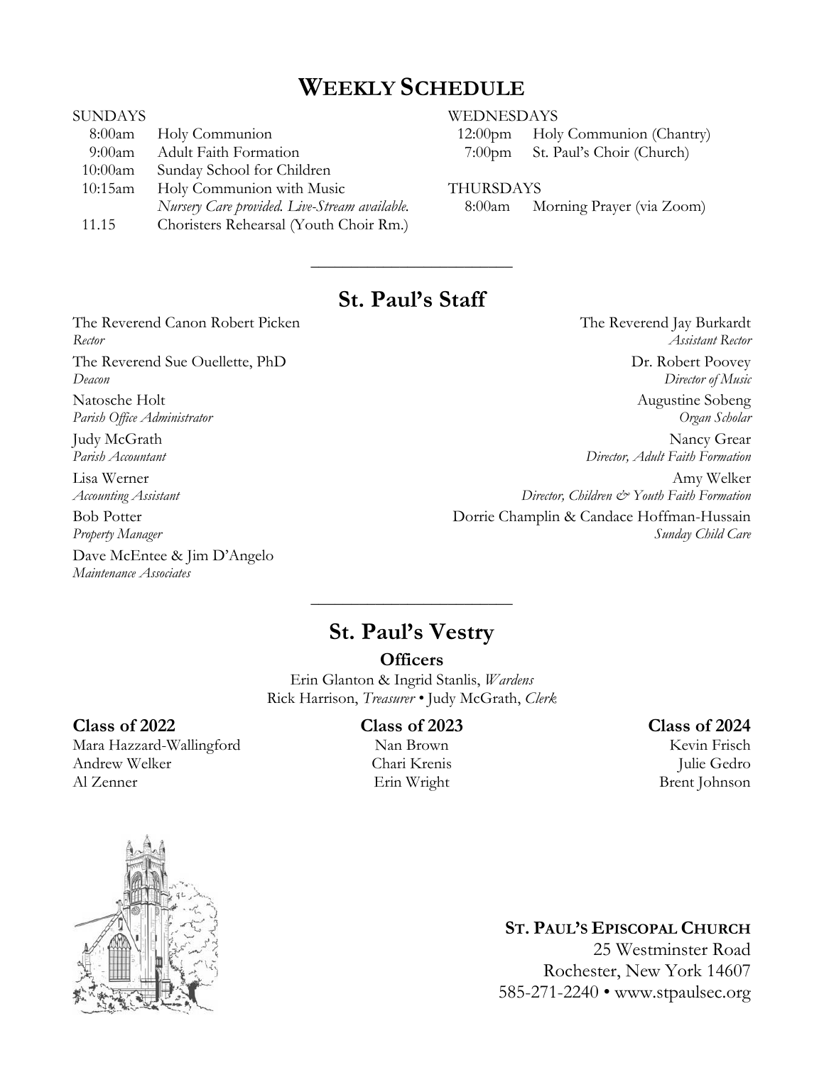# WEEKLY SCHEDULE

SUNDAYS

| | |
|---|---|
| 8:00am | Holy Communion |
| 9:00am | Adult Faith Formation |
| 10:00am | Sunday School for Children |
| 10:15am | Holy Communion with Music *Nursery Care provided. Live-Stream available.* |
| 11.15 | Choristers Rehearsal (Youth Choir Rm.) |

WEDNESDAYS

| | |
|---|---|
| 12:00pm | Holy Communion (Chantry) |
| 7:00pm | St. Paul's Choir (Church) |

THURSDAYS

| | |
|---|---|
| 8:00am | Morning Prayer (via Zoom) |

---

## St. Paul's Staff

The Reverend Canon Robert Picken
*Rector*

The Reverend Sue Ouellette, PhD
*Deacon*

Natosche Holt
*Parish Office Administrator*

Judy McGrath
*Parish Accountant*

Lisa Werner
*Accounting Assistant*

Bob Potter
*Property Manager*

Dave McEntee & Jim D'Angelo
*Maintenance Associates*

The Reverend Jay Burkardt
*Assistant Rector*

Dr. Robert Poovey
*Director of Music*

Augustine Sobeng
*Organ Scholar*

Nancy Grear
*Director, Adult Faith Formation*

Amy Welker
*Director, Children & Youth Faith Formation*

Dorrie Champlin & Candace Hoffman-Hussain
*Sunday Child Care*

---

## St. Paul's Vestry

### Officers

Erin Glanton & Ingrid Stanlis, *Wardens*
Rick Harrison, *Treasurer* • Judy McGrath, *Clerk*

| Class of 2022 | Class of 2023 | Class of 2024 |
|---|---|---|
| Mara Hazzard-Wallingford | Nan Brown | Kevin Frisch |
| Andrew Welker | Chari Krenis | Julie Gedro |
| Al Zenner | Erin Wright | Brent Johnson |

**ST. PAUL'S EPISCOPAL CHURCH**
25 Westminster Road
Rochester, New York 14607
585-271-2240 • www.stpaulsec.org